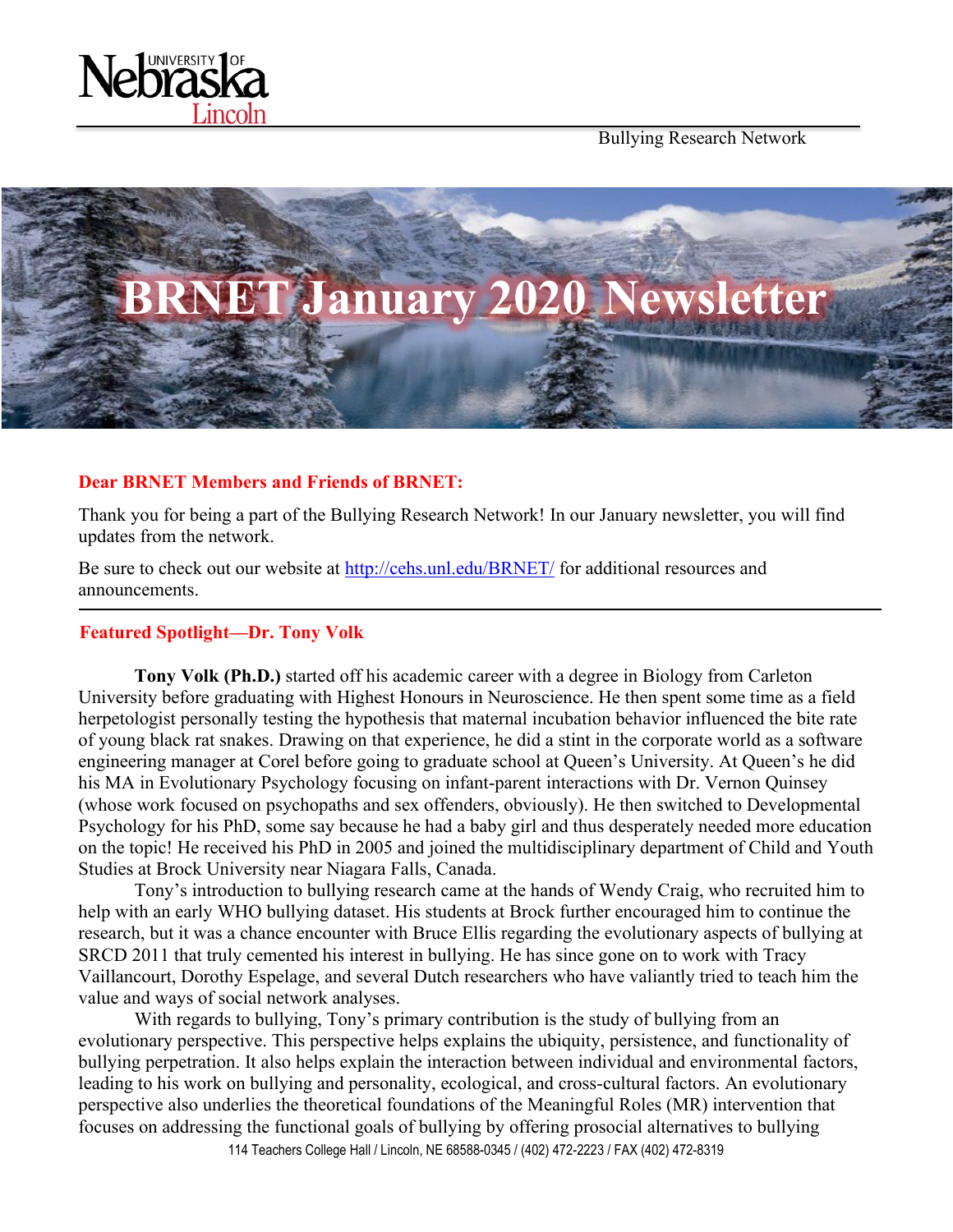Bullying Research Network

# BRNET January 2020 Newsletter

**Dear BRNET Members and Friends of BRNET:**

Thank you for being a part of the Bullying Research Network! In our January newsletter, you will find updates from the network.

Be sure to check out our website at http://cehs.unl.edu/BRNET/ for additional resources and announcements.

---

## Featured Spotlight—Dr. Tony Volk

**Tony Volk (Ph.D.)** started off his academic career with a degree in Biology from Carleton University before graduating with Highest Honours in Neuroscience. He then spent some time as a field herpetologist personally testing the hypothesis that maternal incubation behavior influenced the bite rate of young black rat snakes. Drawing on that experience, he did a stint in the corporate world as a software engineering manager at Corel before going to graduate school at Queen's University. At Queen's he did his MA in Evolutionary Psychology focusing on infant-parent interactions with Dr. Vernon Quinsey (whose work focused on psychopaths and sex offenders, obviously). He then switched to Developmental Psychology for his PhD, some say because he had a baby girl and thus desperately needed more education on the topic! He received his PhD in 2005 and joined the multidisciplinary department of Child and Youth Studies at Brock University near Niagara Falls, Canada.

Tony's introduction to bullying research came at the hands of Wendy Craig, who recruited him to help with an early WHO bullying dataset. His students at Brock further encouraged him to continue the research, but it was a chance encounter with Bruce Ellis regarding the evolutionary aspects of bullying at SRCD 2011 that truly cemented his interest in bullying. He has since gone on to work with Tracy Vaillancourt, Dorothy Espelage, and several Dutch researchers who have valiantly tried to teach him the value and ways of social network analyses.

With regards to bullying, Tony's primary contribution is the study of bullying from an evolutionary perspective. This perspective helps explains the ubiquity, persistence, and functionality of bullying perpetration. It also helps explain the interaction between individual and environmental factors, leading to his work on bullying and personality, ecological, and cross-cultural factors. An evolutionary perspective also underlies the theoretical foundations of the Meaningful Roles (MR) intervention that focuses on addressing the functional goals of bullying by offering prosocial alternatives to bullying

114 Teachers College Hall / Lincoln, NE 68588-0345 / (402) 472-2223 / FAX (402) 472-8319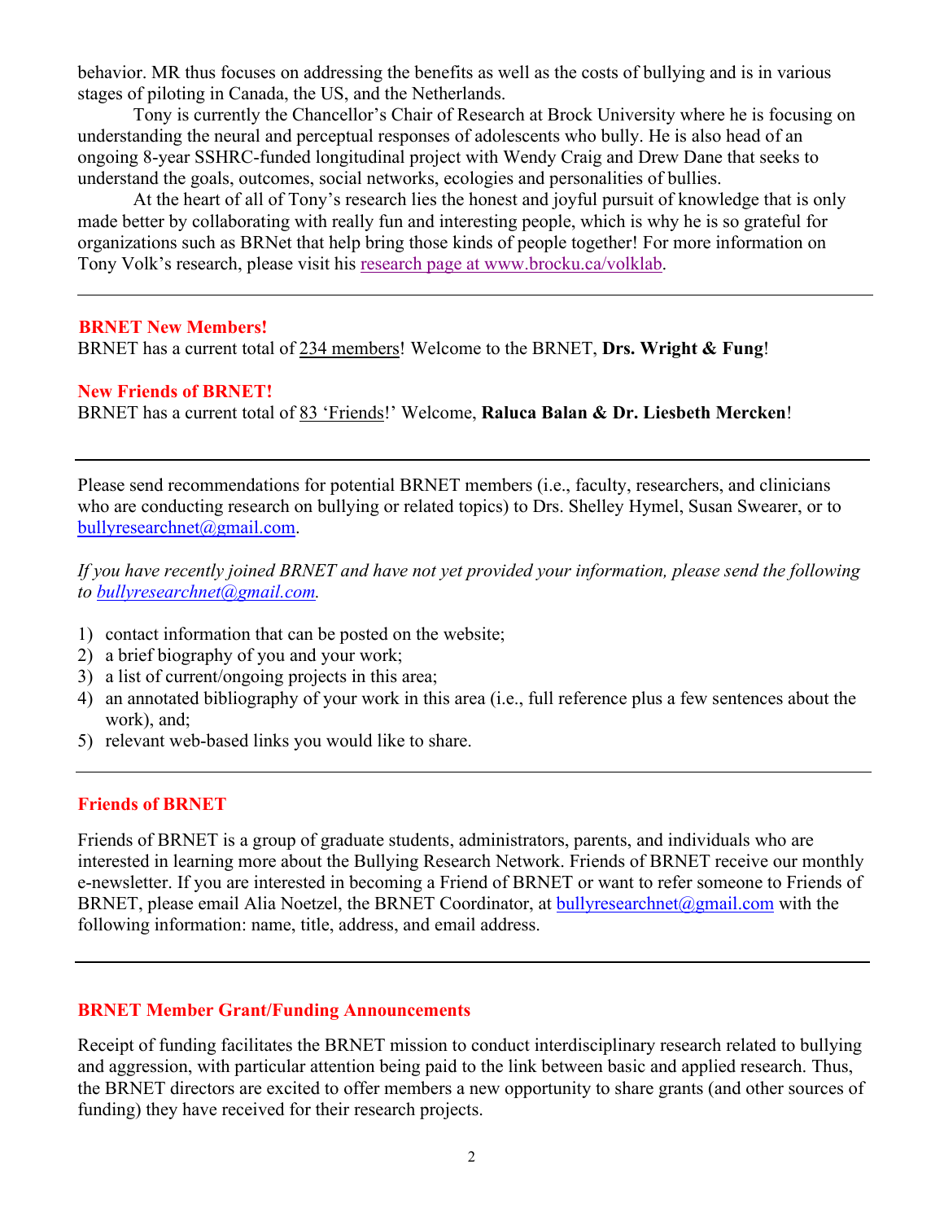behavior. MR thus focuses on addressing the benefits as well as the costs of bullying and is in various stages of piloting in Canada, the US, and the Netherlands.

Tony is currently the Chancellor's Chair of Research at Brock University where he is focusing on understanding the neural and perceptual responses of adolescents who bully. He is also head of an ongoing 8-year SSHRC-funded longitudinal project with Wendy Craig and Drew Dane that seeks to understand the goals, outcomes, social networks, ecologies and personalities of bullies.

At the heart of all of Tony's research lies the honest and joyful pursuit of knowledge that is only made better by collaborating with really fun and interesting people, which is why he is so grateful for organizations such as BRNet that help bring those kinds of people together! For more information on Tony Volk's research, please visit his research page at www.brocku.ca/volklab.

---

## BRNET New Members!

BRNET has a current total of 234 members! Welcome to the BRNET, **Drs. Wright & Fung**!

## New Friends of BRNET!

BRNET has a current total of 83 'Friends!' Welcome, **Raluca Balan & Dr. Liesbeth Mercken**!

---

Please send recommendations for potential BRNET members (i.e., faculty, researchers, and clinicians who are conducting research on bullying or related topics) to Drs. Shelley Hymel, Susan Swearer, or to bullyresearchnet@gmail.com.

*If you have recently joined BRNET and have not yet provided your information, please send the following to bullyresearchnet@gmail.com.*

1) contact information that can be posted on the website;
2) a brief biography of you and your work;
3) a list of current/ongoing projects in this area;
4) an annotated bibliography of your work in this area (i.e., full reference plus a few sentences about the work), and;
5) relevant web-based links you would like to share.

---

## Friends of BRNET

Friends of BRNET is a group of graduate students, administrators, parents, and individuals who are interested in learning more about the Bullying Research Network. Friends of BRNET receive our monthly e-newsletter. If you are interested in becoming a Friend of BRNET or want to refer someone to Friends of BRNET, please email Alia Noetzel, the BRNET Coordinator, at bullyresearchnet@gmail.com with the following information: name, title, address, and email address.

---

## BRNET Member Grant/Funding Announcements

Receipt of funding facilitates the BRNET mission to conduct interdisciplinary research related to bullying and aggression, with particular attention being paid to the link between basic and applied research. Thus, the BRNET directors are excited to offer members a new opportunity to share grants (and other sources of funding) they have received for their research projects.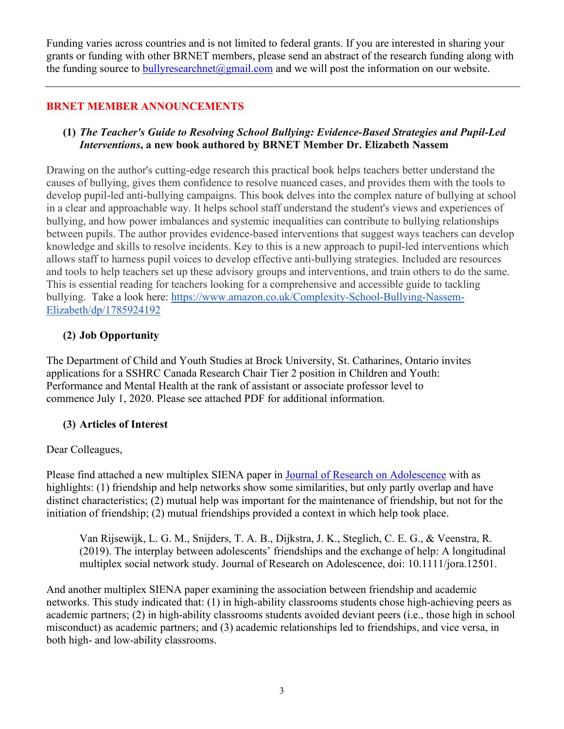Funding varies across countries and is not limited to federal grants. If you are interested in sharing your grants or funding with other BRNET members, please send an abstract of the research funding along with the funding source to bullyresearchnet@gmail.com and we will post the information on our website.

---

## BRNET MEMBER ANNOUNCEMENTS

### (1) *The Teacher's Guide to Resolving School Bullying: Evidence-Based Strategies and Pupil-Led Interventions*, a new book authored by BRNET Member Dr. Elizabeth Nassem

Drawing on the author's cutting-edge research this practical book helps teachers better understand the causes of bullying, gives them confidence to resolve nuanced cases, and provides them with the tools to develop pupil-led anti-bullying campaigns. This book delves into the complex nature of bullying at school in a clear and approachable way. It helps school staff understand the student's views and experiences of bullying, and how power imbalances and systemic inequalities can contribute to bullying relationships between pupils. The author provides evidence-based interventions that suggest ways teachers can develop knowledge and skills to resolve incidents. Key to this is a new approach to pupil-led interventions which allows staff to harness pupil voices to develop effective anti-bullying strategies. Included are resources and tools to help teachers set up these advisory groups and interventions, and train others to do the same. This is essential reading for teachers looking for a comprehensive and accessible guide to tackling bullying. Take a look here: https://www.amazon.co.uk/Complexity-School-Bullying-Nassem-Elizabeth/dp/1785924192

### (2) Job Opportunity

The Department of Child and Youth Studies at Brock University, St. Catharines, Ontario invites applications for a SSHRC Canada Research Chair Tier 2 position in Children and Youth: Performance and Mental Health at the rank of assistant or associate professor level to commence July 1, 2020. Please see attached PDF for additional information.

### (3) Articles of Interest

Dear Colleagues,

Please find attached a new multiplex SIENA paper in Journal of Research on Adolescence with as highlights: (1) friendship and help networks show some similarities, but only partly overlap and have distinct characteristics; (2) mutual help was important for the maintenance of friendship, but not for the initiation of friendship; (2) mutual friendships provided a context in which help took place.

> Van Rijsewijk, L. G. M., Snijders, T. A. B., Dijkstra, J. K., Steglich, C. E. G., & Veenstra, R. (2019). The interplay between adolescents' friendships and the exchange of help: A longitudinal multiplex social network study. Journal of Research on Adolescence, doi: 10.1111/jora.12501.

And another multiplex SIENA paper examining the association between friendship and academic networks. This study indicated that: (1) in high-ability classrooms students chose high-achieving peers as academic partners; (2) in high-ability classrooms students avoided deviant peers (i.e., those high in school misconduct) as academic partners; and (3) academic relationships led to friendships, and vice versa, in both high- and low-ability classrooms.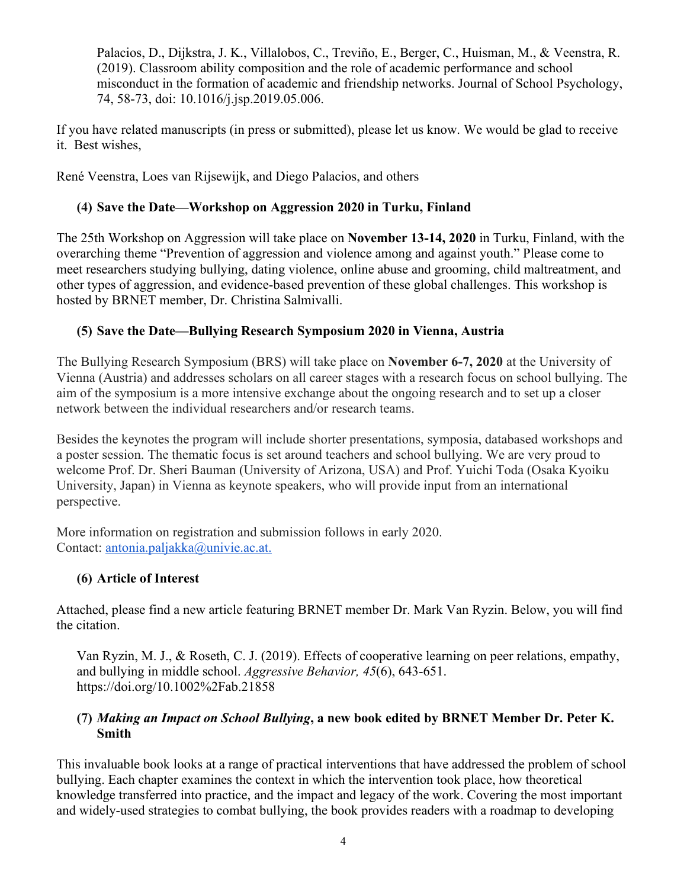Palacios, D., Dijkstra, J. K., Villalobos, C., Treviño, E., Berger, C., Huisman, M., & Veenstra, R. (2019). Classroom ability composition and the role of academic performance and school misconduct in the formation of academic and friendship networks. Journal of School Psychology, 74, 58-73, doi: 10.1016/j.jsp.2019.05.006.

If you have related manuscripts (in press or submitted), please let us know. We would be glad to receive it. Best wishes,

René Veenstra, Loes van Rijsewijk, and Diego Palacios, and others

### (4) Save the Date—Workshop on Aggression 2020 in Turku, Finland

The 25th Workshop on Aggression will take place on **November 13-14, 2020** in Turku, Finland, with the overarching theme "Prevention of aggression and violence among and against youth." Please come to meet researchers studying bullying, dating violence, online abuse and grooming, child maltreatment, and other types of aggression, and evidence-based prevention of these global challenges. This workshop is hosted by BRNET member, Dr. Christina Salmivalli.

### (5) Save the Date—Bullying Research Symposium 2020 in Vienna, Austria

The Bullying Research Symposium (BRS) will take place on **November 6-7, 2020** at the University of Vienna (Austria) and addresses scholars on all career stages with a research focus on school bullying. The aim of the symposium is a more intensive exchange about the ongoing research and to set up a closer network between the individual researchers and/or research teams.

Besides the keynotes the program will include shorter presentations, symposia, databased workshops and a poster session. The thematic focus is set around teachers and school bullying. We are very proud to welcome Prof. Dr. Sheri Bauman (University of Arizona, USA) and Prof. Yuichi Toda (Osaka Kyoiku University, Japan) in Vienna as keynote speakers, who will provide input from an international perspective.

More information on registration and submission follows in early 2020.
Contact: antonia.paljakka@univie.ac.at.

### (6) Article of Interest

Attached, please find a new article featuring BRNET member Dr. Mark Van Ryzin. Below, you will find the citation.

Van Ryzin, M. J., & Roseth, C. J. (2019). Effects of cooperative learning on peer relations, empathy, and bullying in middle school. *Aggressive Behavior, 45*(6), 643-651. https://doi.org/10.1002%2Fab.21858

### (7) *Making an Impact on School Bullying*, a new book edited by BRNET Member Dr. Peter K. Smith

This invaluable book looks at a range of practical interventions that have addressed the problem of school bullying. Each chapter examines the context in which the intervention took place, how theoretical knowledge transferred into practice, and the impact and legacy of the work. Covering the most important and widely-used strategies to combat bullying, the book provides readers with a roadmap to developing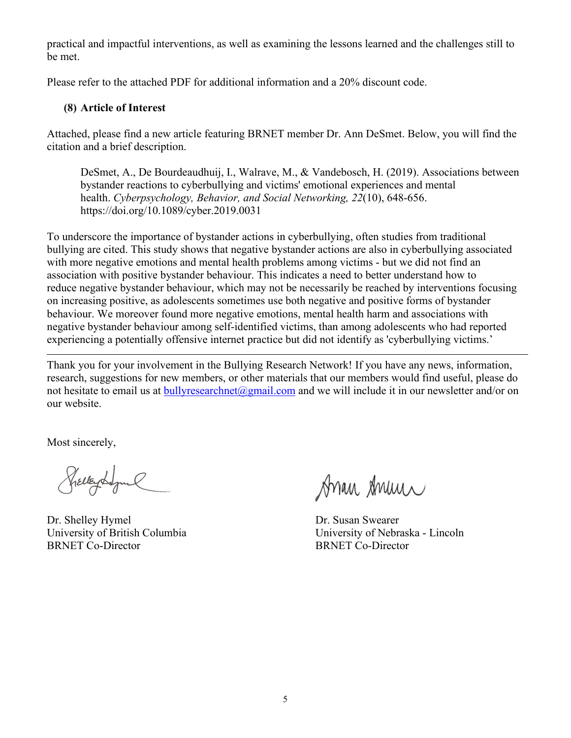practical and impactful interventions, as well as examining the lessons learned and the challenges still to be met.

Please refer to the attached PDF for additional information and a 20% discount code.

**(8) Article of Interest**

Attached, please find a new article featuring BRNET member Dr. Ann DeSmet. Below, you will find the citation and a brief description.

> DeSmet, A., De Bourdeaudhuij, I., Walrave, M., & Vandebosch, H. (2019). Associations between bystander reactions to cyberbullying and victims' emotional experiences and mental health. *Cyberpsychology, Behavior, and Social Networking, 22*(10), 648-656. https://doi.org/10.1089/cyber.2019.0031

To underscore the importance of bystander actions in cyberbullying, often studies from traditional bullying are cited. This study shows that negative bystander actions are also in cyberbullying associated with more negative emotions and mental health problems among victims - but we did not find an association with positive bystander behaviour. This indicates a need to better understand how to reduce negative bystander behaviour, which may not be necessarily be reached by interventions focusing on increasing positive, as adolescents sometimes use both negative and positive forms of bystander behaviour. We moreover found more negative emotions, mental health harm and associations with negative bystander behaviour among self-identified victims, than among adolescents who had reported experiencing a potentially offensive internet practice but did not identify as 'cyberbullying victims.'

---

Thank you for your involvement in the Bullying Research Network! If you have any news, information, research, suggestions for new members, or other materials that our members would find useful, please do not hesitate to email us at bullyresearchnet@gmail.com and we will include it in our newsletter and/or on our website.

Most sincerely,

Dr. Shelley Hymel
University of British Columbia
BRNET Co-Director

Dr. Susan Swearer
University of Nebraska - Lincoln
BRNET Co-Director